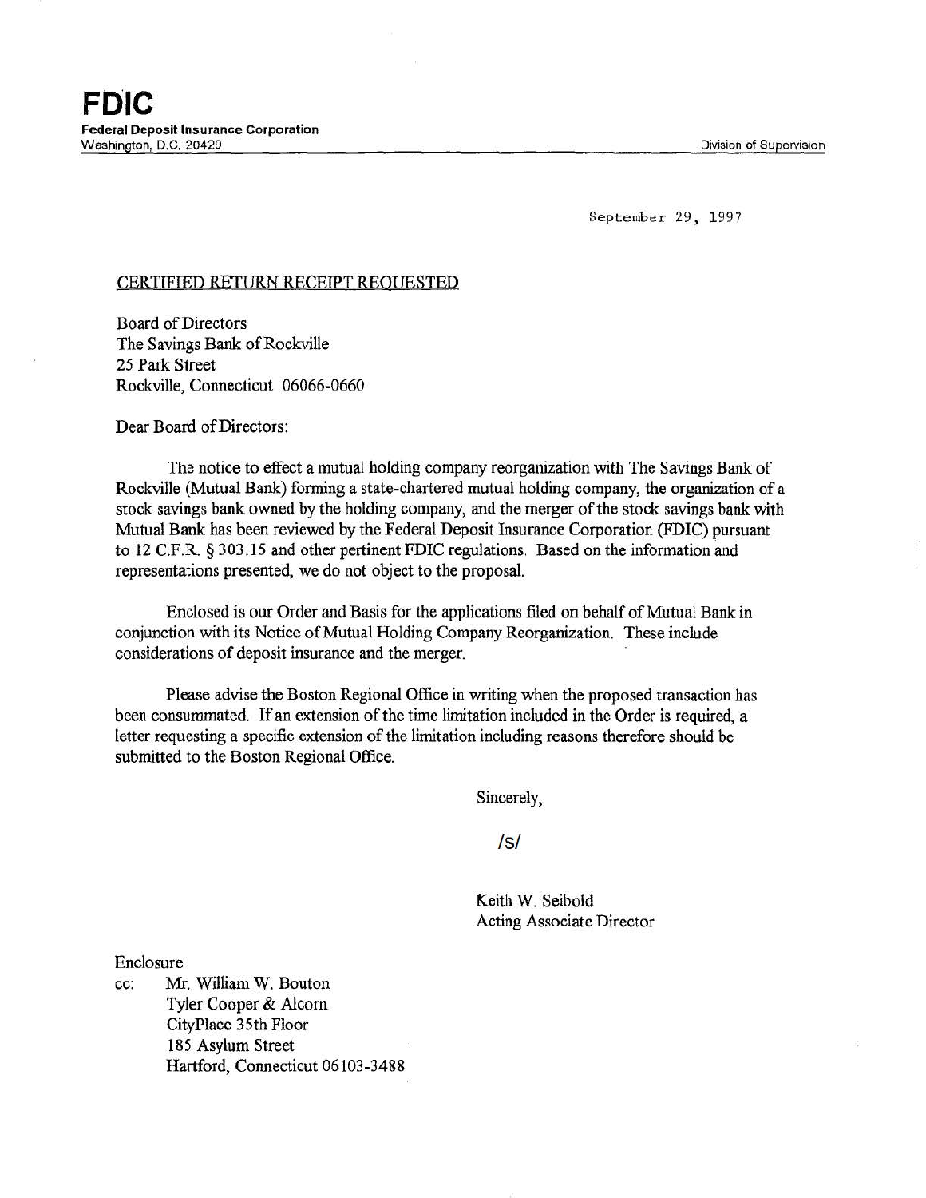# FDIC

**Federal Deposit Insurance Corporation**
Washington, D.C. 20429

Division of Supervision

September 29, 1997

CERTIFIED RETURN RECEIPT REQUESTED

Board of Directors
The Savings Bank of Rockville
25 Park Street
Rockville, Connecticut 06066-0660

Dear Board of Directors:

The notice to effect a mutual holding company reorganization with The Savings Bank of Rockville (Mutual Bank) forming a state-chartered mutual holding company, the organization of a stock savings bank owned by the holding company, and the merger of the stock savings bank with Mutual Bank has been reviewed by the Federal Deposit Insurance Corporation (FDIC) pursuant to 12 C.F.R. § 303.15 and other pertinent FDIC regulations. Based on the information and representations presented, we do not object to the proposal.

Enclosed is our Order and Basis for the applications filed on behalf of Mutual Bank in conjunction with its Notice of Mutual Holding Company Reorganization. These include considerations of deposit insurance and the merger.

Please advise the Boston Regional Office in writing when the proposed transaction has been consummated. If an extension of the time limitation included in the Order is required, a letter requesting a specific extension of the limitation including reasons therefore should be submitted to the Boston Regional Office.

Sincerely,

/s/

Keith W. Seibold
Acting Associate Director

Enclosure

cc: Mr. William W. Bouton
Tyler Cooper & Alcorn
CityPlace 35th Floor
185 Asylum Street
Hartford, Connecticut 06103-3488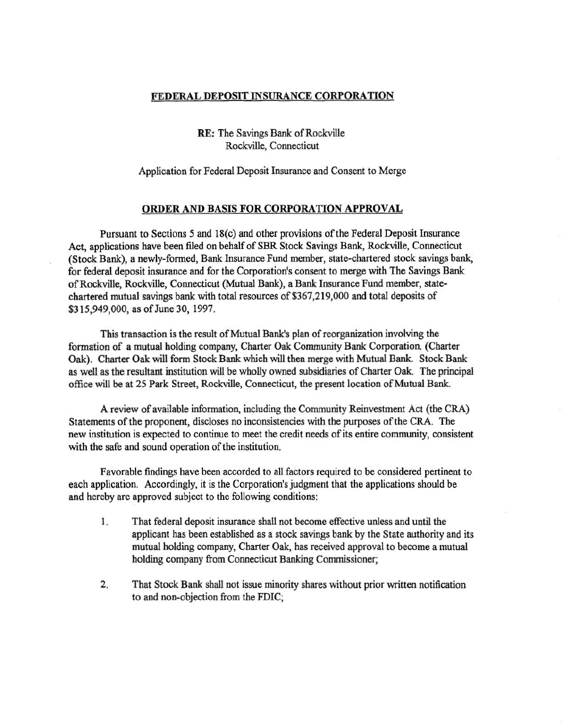**FEDERAL DEPOSIT INSURANCE CORPORATION**

**RE:** The Savings Bank of Rockville
Rockville, Connecticut

Application for Federal Deposit Insurance and Consent to Merge

**ORDER AND BASIS FOR CORPORATION APPROVAL**

Pursuant to Sections 5 and 18(c) and other provisions of the Federal Deposit Insurance Act, applications have been filed on behalf of SBR Stock Savings Bank, Rockville, Connecticut (Stock Bank), a newly-formed, Bank Insurance Fund member, state-chartered stock savings bank, for federal deposit insurance and for the Corporation's consent to merge with The Savings Bank of Rockville, Rockville, Connecticut (Mutual Bank), a Bank Insurance Fund member, state-chartered mutual savings bank with total resources of $367,219,000 and total deposits of $315,949,000, as of June 30, 1997.

This transaction is the result of Mutual Bank's plan of reorganization involving the formation of a mutual holding company, Charter Oak Community Bank Corporation. (Charter Oak). Charter Oak will form Stock Bank which will then merge with Mutual Bank. Stock Bank as well as the resultant institution will be wholly owned subsidiaries of Charter Oak. The principal office will be at 25 Park Street, Rockville, Connecticut, the present location of Mutual Bank.

A review of available information, including the Community Reinvestment Act (the CRA) Statements of the proponent, discloses no inconsistencies with the purposes of the CRA. The new institution is expected to continue to meet the credit needs of its entire community, consistent with the safe and sound operation of the institution.

Favorable findings have been accorded to all factors required to be considered pertinent to each application. Accordingly, it is the Corporation's judgment that the applications should be and hereby are approved subject to the following conditions:

1. That federal deposit insurance shall not become effective unless and until the applicant has been established as a stock savings bank by the State authority and its mutual holding company, Charter Oak, has received approval to become a mutual holding company from Connecticut Banking Commissioner;

2. That Stock Bank shall not issue minority shares without prior written notification to and non-objection from the FDIC;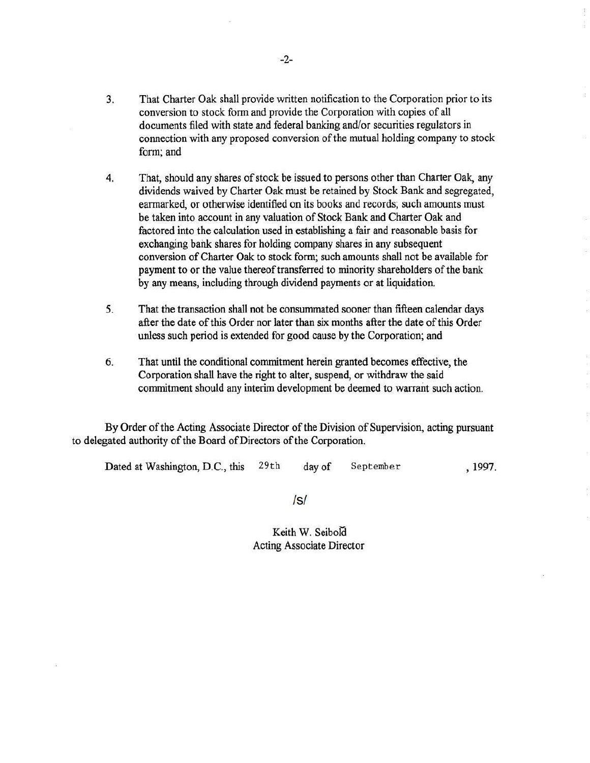3. That Charter Oak shall provide written notification to the Corporation prior to its conversion to stock form and provide the Corporation with copies of all documents filed with state and federal banking and/or securities regulators in connection with any proposed conversion of the mutual holding company to stock form; and

4. That, should any shares of stock be issued to persons other than Charter Oak, any dividends waived by Charter Oak must be retained by Stock Bank and segregated, earmarked, or otherwise identified on its books and records; such amounts must be taken into account in any valuation of Stock Bank and Charter Oak and factored into the calculation used in establishing a fair and reasonable basis for exchanging bank shares for holding company shares in any subsequent conversion of Charter Oak to stock form; such amounts shall not be available for payment to or the value thereof transferred to minority shareholders of the bank by any means, including through dividend payments or at liquidation.

5. That the transaction shall not be consummated sooner than fifteen calendar days after the date of this Order nor later than six months after the date of this Order unless such period is extended for good cause by the Corporation; and

6. That until the conditional commitment herein granted becomes effective, the Corporation shall have the right to alter, suspend, or withdraw the said commitment should any interim development be deemed to warrant such action.

By Order of the Acting Associate Director of the Division of Supervision, acting pursuant to delegated authority of the Board of Directors of the Corporation.

Dated at Washington, D.C., this 29th day of September, 1997.

/s/

Keith W. Seibold
Acting Associate Director